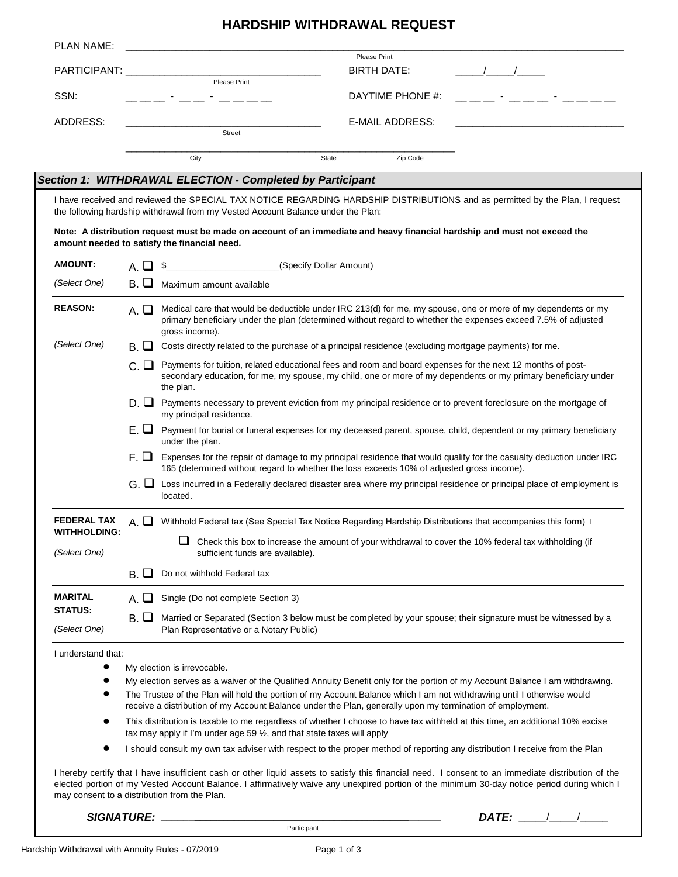# HARDSHIP WITHDRAWAL REQUEST

PLAN NAME: ______________________________________________
Please Print

PARTICIPANT: ______________________________ BIRTH DATE: _____/_____/_____
Please Print

SSN: __ __ __ - __ __ - __ __ __ __ DAYTIME PHONE #: __ __ __ - __ __ __ - __ __ __ __

ADDRESS: ______________________________ E-MAIL ADDRESS: ______________________________
Street

______________________________________________
City State Zip Code

## *Section 1: WITHDRAWAL ELECTION - Completed by Participant*

I have received and reviewed the SPECIAL TAX NOTICE REGARDING HARDSHIP DISTRIBUTIONS and as permitted by the Plan, I request the following hardship withdrawal from my Vested Account Balance under the Plan:

**Note: A distribution request must be made on account of an immediate and heavy financial hardship and must not exceed the amount needed to satisfy the financial need.**

**AMOUNT:** *(Select One)*

- A. ❑ $____________________(Specify Dollar Amount)
- B. ❑ Maximum amount available

**REASON:** *(Select One)*

- A. ❑ Medical care that would be deductible under IRC 213(d) for me, my spouse, one or more of my dependents or my primary beneficiary under the plan (determined without regard to whether the expenses exceed 7.5% of adjusted gross income).
- B. ❑ Costs directly related to the purchase of a principal residence (excluding mortgage payments) for me.
- C. ❑ Payments for tuition, related educational fees and room and board expenses for the next 12 months of post-secondary education, for me, my spouse, my child, one or more of my dependents or my primary beneficiary under the plan.
- D. ❑ Payments necessary to prevent eviction from my principal residence or to prevent foreclosure on the mortgage of my principal residence.
- E. ❑ Payment for burial or funeral expenses for my deceased parent, spouse, child, dependent or my primary beneficiary under the plan.
- F. ❑ Expenses for the repair of damage to my principal residence that would qualify for the casualty deduction under IRC 165 (determined without regard to whether the loss exceeds 10% of adjusted gross income).
- G. ❑ Loss incurred in a Federally declared disaster area where my principal residence or principal place of employment is located.

**FEDERAL TAX WITHHOLDING:** *(Select One)*

- A. ❑ Withhold Federal tax (See Special Tax Notice Regarding Hardship Distributions that accompanies this form)
  - ❑ Check this box to increase the amount of your withdrawal to cover the 10% federal tax withholding (if sufficient funds are available).
- B. ❑ Do not withhold Federal tax

**MARITAL STATUS:** *(Select One)*

- A. ❑ Single (Do not complete Section 3)
- B. ❑ Married or Separated (Section 3 below must be completed by your spouse; their signature must be witnessed by a Plan Representative or a Notary Public)

I understand that:

- My election is irrevocable.
- My election serves as a waiver of the Qualified Annuity Benefit only for the portion of my Account Balance I am withdrawing.
- The Trustee of the Plan will hold the portion of my Account Balance which I am not withdrawing until I otherwise would receive a distribution of my Account Balance under the Plan, generally upon my termination of employment.
- This distribution is taxable to me regardless of whether I choose to have tax withheld at this time, an additional 10% excise tax may apply if I'm under age 59 ½, and that state taxes will apply
- I should consult my own tax adviser with respect to the proper method of reporting any distribution I receive from the Plan

I hereby certify that I have insufficient cash or other liquid assets to satisfy this financial need. I consent to an immediate distribution of the elected portion of my Vested Account Balance. I affirmatively waive any unexpired portion of the minimum 30-day notice period during which I may consent to a distribution from the Plan.

***SIGNATURE:*** ______________________________ ***DATE:*** _____/_____/_____
Participant

Hardship Withdrawal with Annuity Rules - 07/2019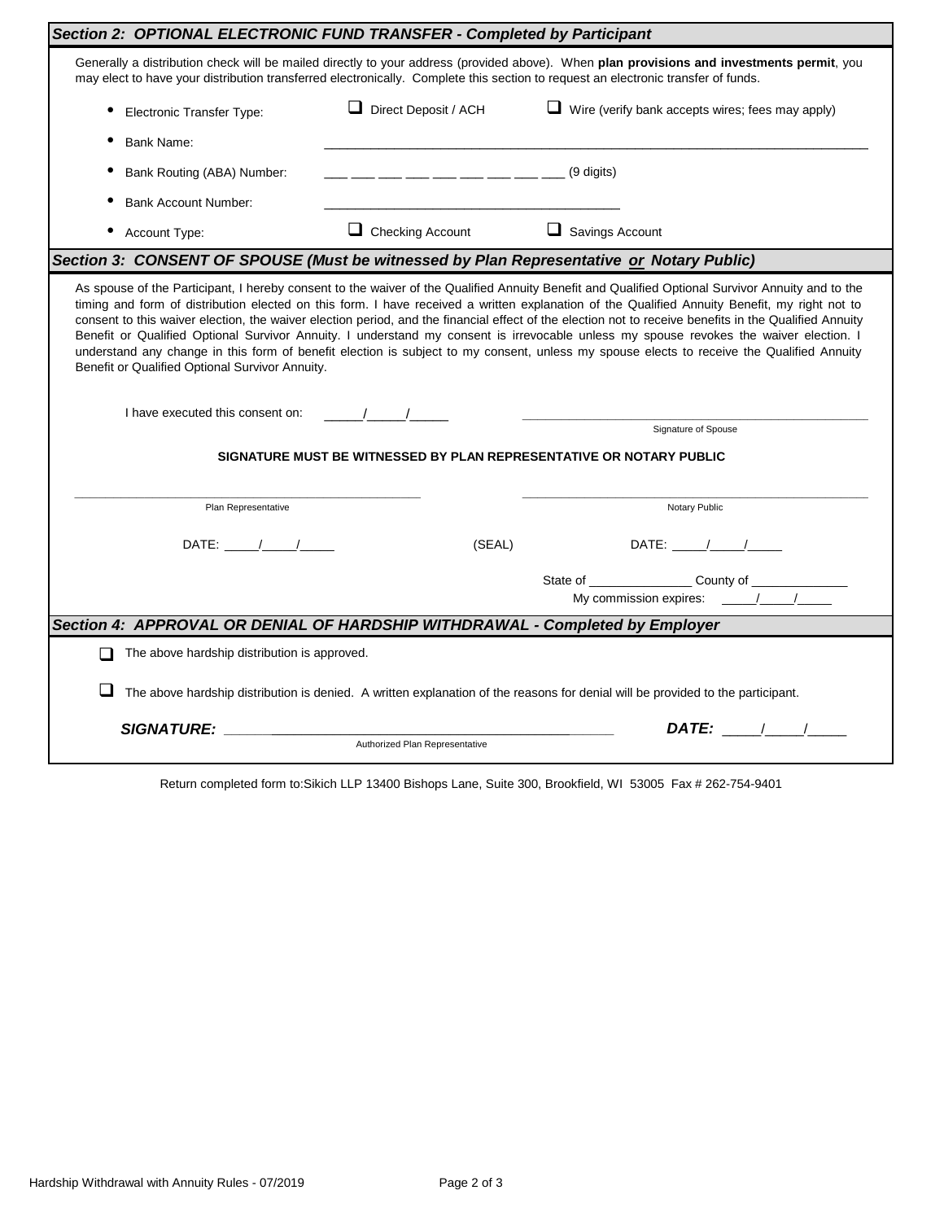## *Section 2: OPTIONAL ELECTRONIC FUND TRANSFER - Completed by Participant*

Generally a distribution check will be mailed directly to your address (provided above). When **plan provisions and investments permit**, you may elect to have your distribution transferred electronically. Complete this section to request an electronic transfer of funds.

- Electronic Transfer Type: ☐ Direct Deposit / ACH ☐ Wire (verify bank accepts wires; fees may apply)
- Bank Name: ______________________________________________
- Bank Routing (ABA) Number: ___ ___ ___ ___ ___ ___ ___ ___ ___ (9 digits)
- Bank Account Number: ______________________________
- Account Type: ☐ Checking Account ☐ Savings Account

## *Section 3: CONSENT OF SPOUSE (Must be witnessed by Plan Representative or Notary Public)*

As spouse of the Participant, I hereby consent to the waiver of the Qualified Annuity Benefit and Qualified Optional Survivor Annuity and to the timing and form of distribution elected on this form. I have received a written explanation of the Qualified Annuity Benefit, my right not to consent to this waiver election, the waiver election period, and the financial effect of the election not to receive benefits in the Qualified Annuity Benefit or Qualified Optional Survivor Annuity. I understand my consent is irrevocable unless my spouse revokes the waiver election. I understand any change in this form of benefit election is subject to my consent, unless my spouse elects to receive the Qualified Annuity Benefit or Qualified Optional Survivor Annuity.

I have executed this consent on: _____/_____/_____

______________________________
Signature of Spouse

**SIGNATURE MUST BE WITNESSED BY PLAN REPRESENTATIVE OR NOTARY PUBLIC**

______________________________
Plan Representative

DATE: _____/_____/_____

(SEAL)

______________________________
Notary Public

DATE: _____/_____/_____

State of _______________ County of ______________

My commission expires: _____/_____/_____

## *Section 4: APPROVAL OR DENIAL OF HARDSHIP WITHDRAWAL - Completed by Employer*

☐ The above hardship distribution is approved.

☐ The above hardship distribution is denied. A written explanation of the reasons for denial will be provided to the participant.

***SIGNATURE:*** ______________________________ ***DATE:*** _____/_____/_____

Authorized Plan Representative

Return completed form to:Sikich LLP 13400 Bishops Lane, Suite 300, Brookfield, WI 53005 Fax # 262-754-9401

Hardship Withdrawal with Annuity Rules - 07/2019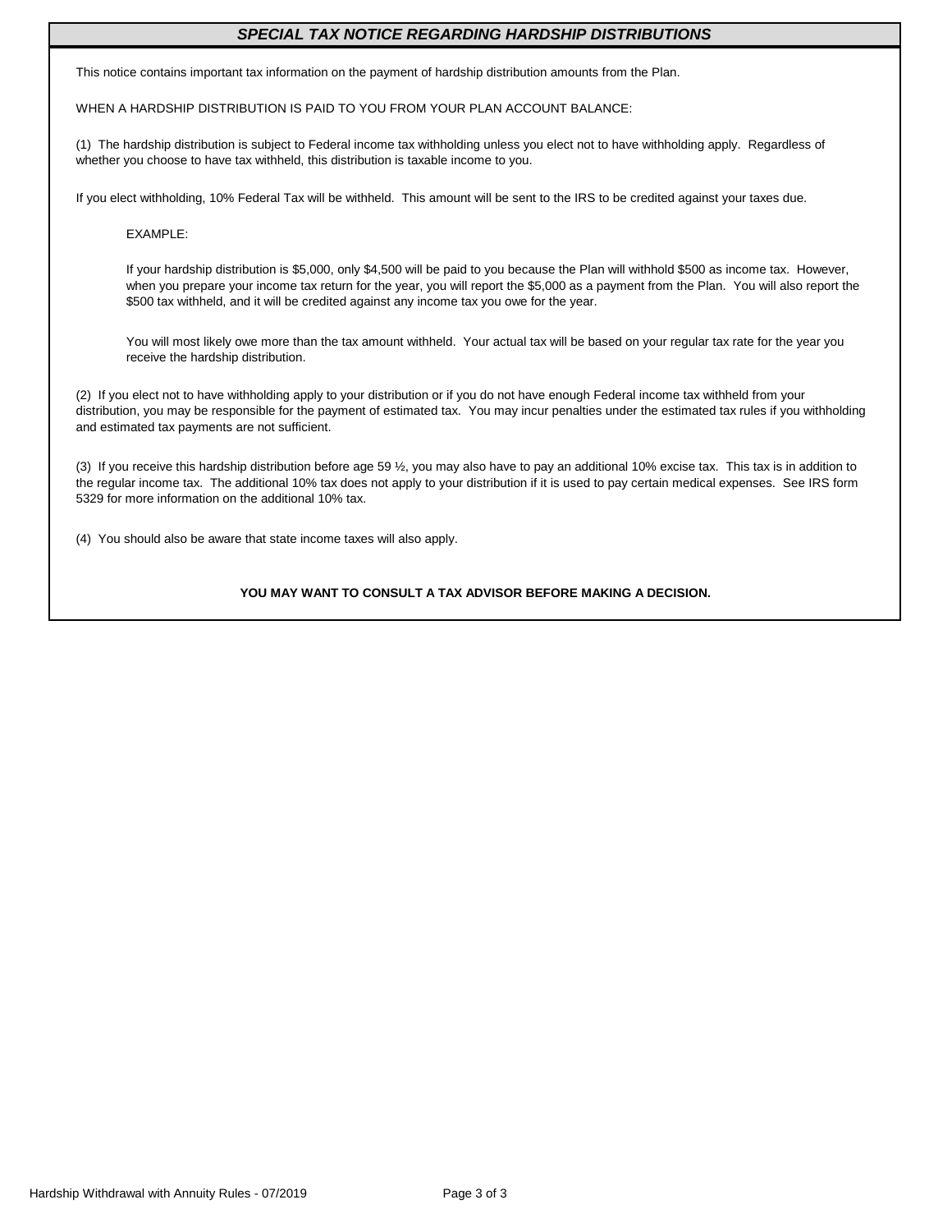## *SPECIAL TAX NOTICE REGARDING HARDSHIP DISTRIBUTIONS*

This notice contains important tax information on the payment of hardship distribution amounts from the Plan.

WHEN A HARDSHIP DISTRIBUTION IS PAID TO YOU FROM YOUR PLAN ACCOUNT BALANCE:

(1) The hardship distribution is subject to Federal income tax withholding unless you elect not to have withholding apply. Regardless of whether you choose to have tax withheld, this distribution is taxable income to you.

If you elect withholding, 10% Federal Tax will be withheld. This amount will be sent to the IRS to be credited against your taxes due.

EXAMPLE:

If your hardship distribution is $5,000, only $4,500 will be paid to you because the Plan will withhold $500 as income tax. However, when you prepare your income tax return for the year, you will report the $5,000 as a payment from the Plan. You will also report the $500 tax withheld, and it will be credited against any income tax you owe for the year.

You will most likely owe more than the tax amount withheld. Your actual tax will be based on your regular tax rate for the year you receive the hardship distribution.

(2) If you elect not to have withholding apply to your distribution or if you do not have enough Federal income tax withheld from your distribution, you may be responsible for the payment of estimated tax. You may incur penalties under the estimated tax rules if you withholding and estimated tax payments are not sufficient.

(3) If you receive this hardship distribution before age 59 ½, you may also have to pay an additional 10% excise tax. This tax is in addition to the regular income tax. The additional 10% tax does not apply to your distribution if it is used to pay certain medical expenses. See IRS form 5329 for more information on the additional 10% tax.

(4) You should also be aware that state income taxes will also apply.

**YOU MAY WANT TO CONSULT A TAX ADVISOR BEFORE MAKING A DECISION.**

Hardship Withdrawal with Annuity Rules - 07/2019